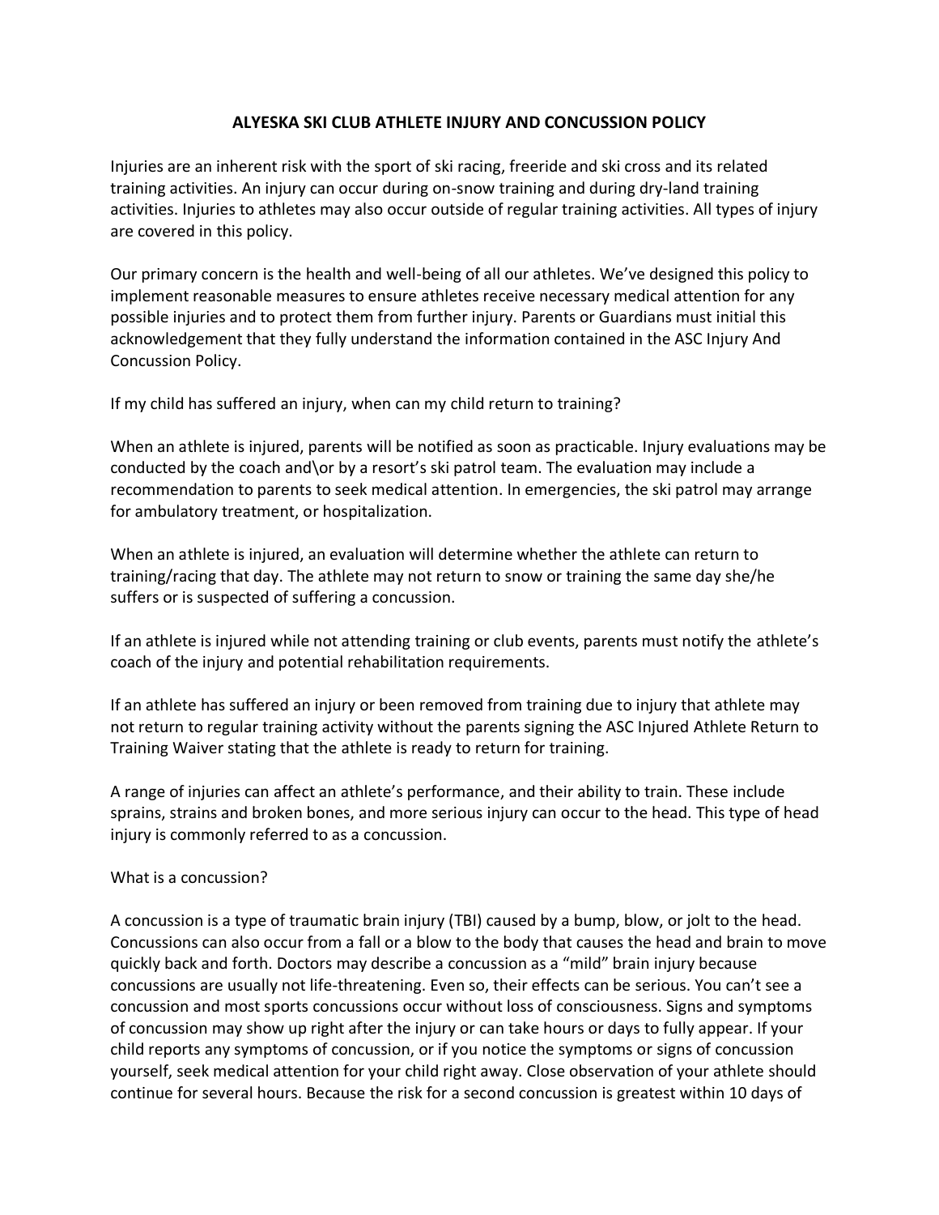# ALYESKA SKI CLUB ATHLETE INJURY AND CONCUSSION POLICY

Injuries are an inherent risk with the sport of ski racing, freeride and ski cross and its related training activities. An injury can occur during on-snow training and during dry-land training activities. Injuries to athletes may also occur outside of regular training activities. All types of injury are covered in this policy.

Our primary concern is the health and well-being of all our athletes. We've designed this policy to implement reasonable measures to ensure athletes receive necessary medical attention for any possible injuries and to protect them from further injury. Parents or Guardians must initial this acknowledgement that they fully understand the information contained in the ASC Injury And Concussion Policy.

If my child has suffered an injury, when can my child return to training?

When an athlete is injured, parents will be notified as soon as practicable. Injury evaluations may be conducted by the coach and\or by a resort's ski patrol team. The evaluation may include a recommendation to parents to seek medical attention. In emergencies, the ski patrol may arrange for ambulatory treatment, or hospitalization.

When an athlete is injured, an evaluation will determine whether the athlete can return to training/racing that day. The athlete may not return to snow or training the same day she/he suffers or is suspected of suffering a concussion.

If an athlete is injured while not attending training or club events, parents must notify the athlete's coach of the injury and potential rehabilitation requirements.

If an athlete has suffered an injury or been removed from training due to injury that athlete may not return to regular training activity without the parents signing the ASC Injured Athlete Return to Training Waiver stating that the athlete is ready to return for training.

A range of injuries can affect an athlete's performance, and their ability to train. These include sprains, strains and broken bones, and more serious injury can occur to the head. This type of head injury is commonly referred to as a concussion.

What is a concussion?

A concussion is a type of traumatic brain injury (TBI) caused by a bump, blow, or jolt to the head. Concussions can also occur from a fall or a blow to the body that causes the head and brain to move quickly back and forth. Doctors may describe a concussion as a "mild" brain injury because concussions are usually not life-threatening. Even so, their effects can be serious. You can't see a concussion and most sports concussions occur without loss of consciousness. Signs and symptoms of concussion may show up right after the injury or can take hours or days to fully appear. If your child reports any symptoms of concussion, or if you notice the symptoms or signs of concussion yourself, seek medical attention for your child right away. Close observation of your athlete should continue for several hours. Because the risk for a second concussion is greatest within 10 days of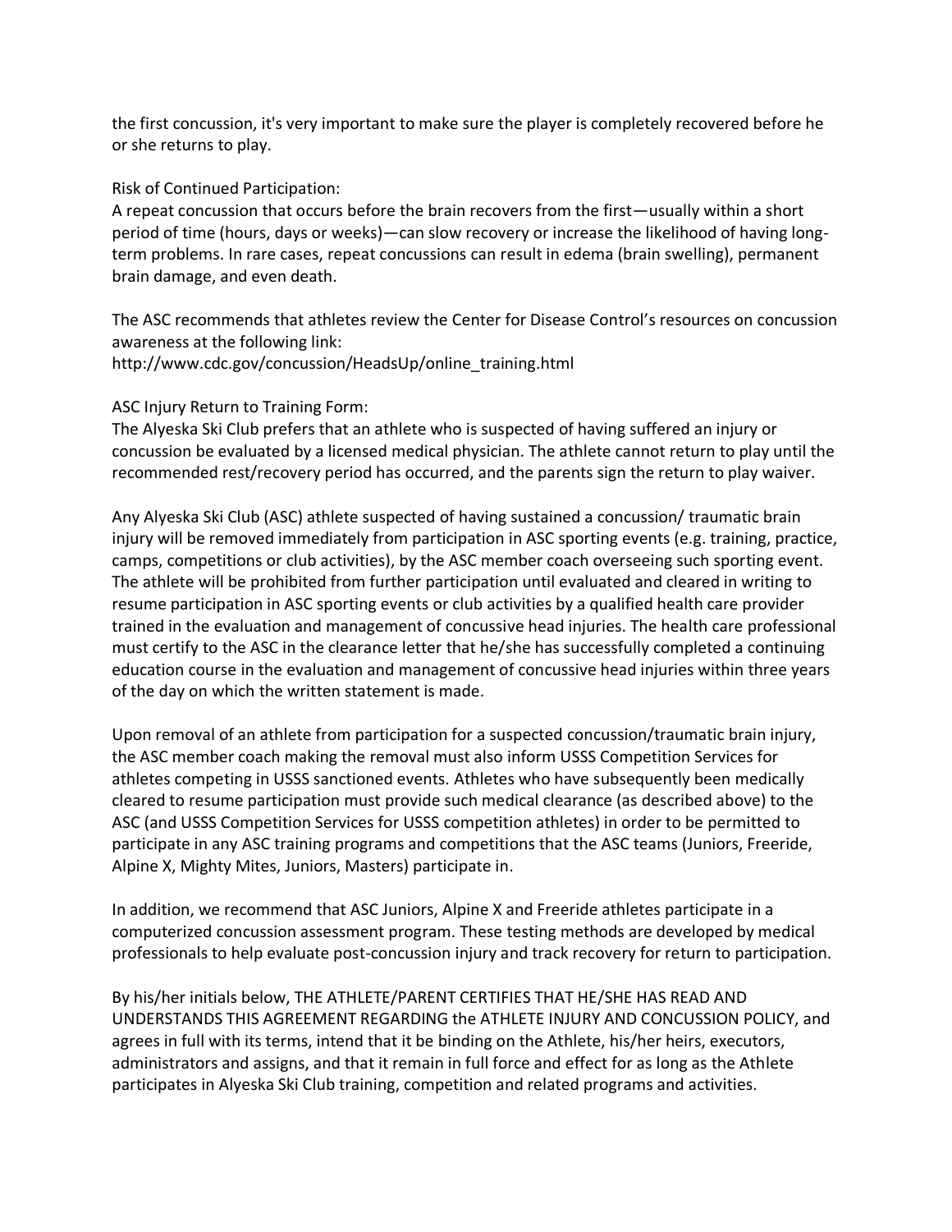the first concussion, it's very important to make sure the player is completely recovered before he or she returns to play.

Risk of Continued Participation:
A repeat concussion that occurs before the brain recovers from the first—usually within a short period of time (hours, days or weeks)—can slow recovery or increase the likelihood of having long-term problems. In rare cases, repeat concussions can result in edema (brain swelling), permanent brain damage, and even death.

The ASC recommends that athletes review the Center for Disease Control's resources on concussion awareness at the following link:
http://www.cdc.gov/concussion/HeadsUp/online_training.html

ASC Injury Return to Training Form:
The Alyeska Ski Club prefers that an athlete who is suspected of having suffered an injury or concussion be evaluated by a licensed medical physician. The athlete cannot return to play until the recommended rest/recovery period has occurred, and the parents sign the return to play waiver.

Any Alyeska Ski Club (ASC) athlete suspected of having sustained a concussion/ traumatic brain injury will be removed immediately from participation in ASC sporting events (e.g. training, practice, camps, competitions or club activities), by the ASC member coach overseeing such sporting event. The athlete will be prohibited from further participation until evaluated and cleared in writing to resume participation in ASC sporting events or club activities by a qualified health care provider trained in the evaluation and management of concussive head injuries. The health care professional must certify to the ASC in the clearance letter that he/she has successfully completed a continuing education course in the evaluation and management of concussive head injuries within three years of the day on which the written statement is made.

Upon removal of an athlete from participation for a suspected concussion/traumatic brain injury, the ASC member coach making the removal must also inform USSS Competition Services for athletes competing in USSS sanctioned events. Athletes who have subsequently been medically cleared to resume participation must provide such medical clearance (as described above) to the ASC (and USSS Competition Services for USSS competition athletes) in order to be permitted to participate in any ASC training programs and competitions that the ASC teams (Juniors, Freeride, Alpine X, Mighty Mites, Juniors, Masters) participate in.

In addition, we recommend that ASC Juniors, Alpine X and Freeride athletes participate in a computerized concussion assessment program. These testing methods are developed by medical professionals to help evaluate post-concussion injury and track recovery for return to participation.

By his/her initials below, THE ATHLETE/PARENT CERTIFIES THAT HE/SHE HAS READ AND UNDERSTANDS THIS AGREEMENT REGARDING the ATHLETE INJURY AND CONCUSSION POLICY, and agrees in full with its terms, intend that it be binding on the Athlete, his/her heirs, executors, administrators and assigns, and that it remain in full force and effect for as long as the Athlete participates in Alyeska Ski Club training, competition and related programs and activities.